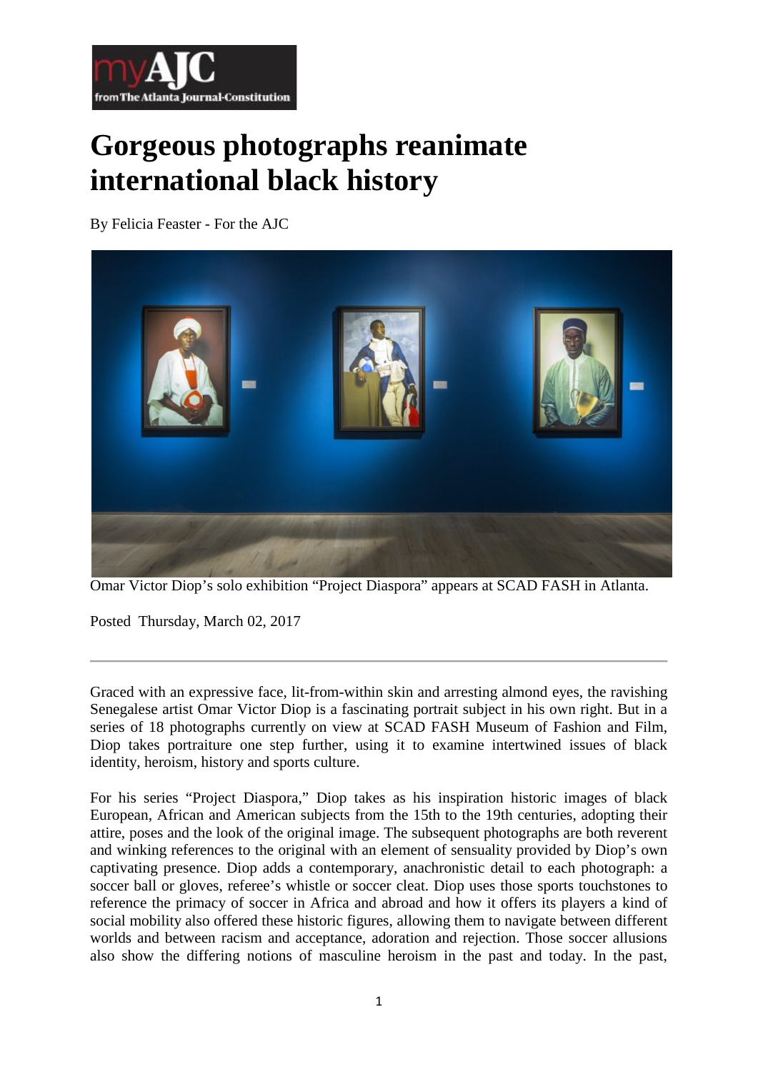# Gorgeous photographs reanimate international black history

By Felicia Feaster - For the AJC

Omar Victor Diop's solo exhibition "Project Diaspora" appears at SCAD FASH in Atlanta.

Posted Thursday, March 02, 2017

---

Graced with an expressive face, lit-from-within skin and arresting almond eyes, the ravishing Senegalese artist Omar Victor Diop is a fascinating portrait subject in his own right. But in a series of 18 photographs currently on view at SCAD FASH Museum of Fashion and Film, Diop takes portraiture one step further, using it to examine intertwined issues of black identity, heroism, history and sports culture.

For his series "Project Diaspora," Diop takes as his inspiration historic images of black European, African and American subjects from the 15th to the 19th centuries, adopting their attire, poses and the look of the original image. The subsequent photographs are both reverent and winking references to the original with an element of sensuality provided by Diop's own captivating presence. Diop adds a contemporary, anachronistic detail to each photograph: a soccer ball or gloves, referee's whistle or soccer cleat. Diop uses those sports touchstones to reference the primacy of soccer in Africa and abroad and how it offers its players a kind of social mobility also offered these historic figures, allowing them to navigate between different worlds and between racism and acceptance, adoration and rejection. Those soccer allusions also show the differing notions of masculine heroism in the past and today. In the past,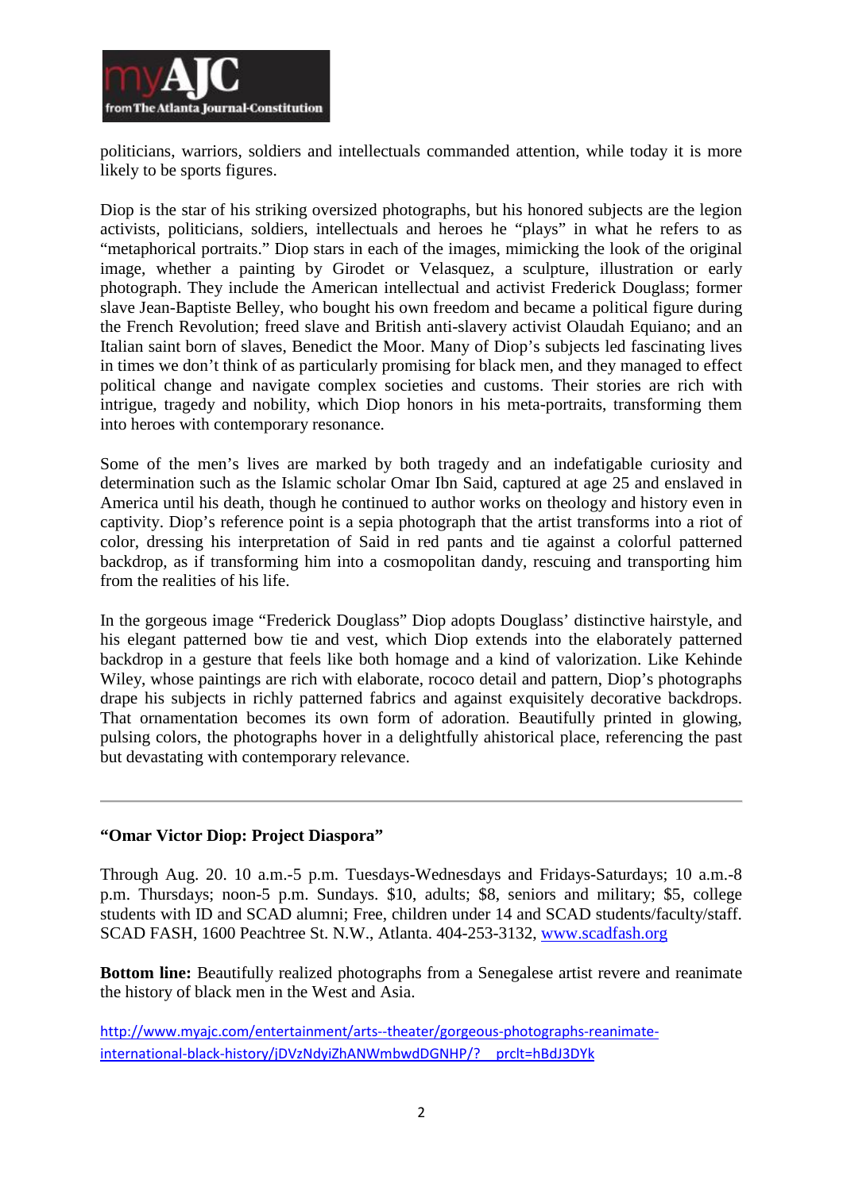politicians, warriors, soldiers and intellectuals commanded attention, while today it is more likely to be sports figures.

Diop is the star of his striking oversized photographs, but his honored subjects are the legion activists, politicians, soldiers, intellectuals and heroes he "plays" in what he refers to as "metaphorical portraits." Diop stars in each of the images, mimicking the look of the original image, whether a painting by Girodet or Velasquez, a sculpture, illustration or early photograph. They include the American intellectual and activist Frederick Douglass; former slave Jean-Baptiste Belley, who bought his own freedom and became a political figure during the French Revolution; freed slave and British anti-slavery activist Olaudah Equiano; and an Italian saint born of slaves, Benedict the Moor. Many of Diop's subjects led fascinating lives in times we don't think of as particularly promising for black men, and they managed to effect political change and navigate complex societies and customs. Their stories are rich with intrigue, tragedy and nobility, which Diop honors in his meta-portraits, transforming them into heroes with contemporary resonance.

Some of the men's lives are marked by both tragedy and an indefatigable curiosity and determination such as the Islamic scholar Omar Ibn Said, captured at age 25 and enslaved in America until his death, though he continued to author works on theology and history even in captivity. Diop's reference point is a sepia photograph that the artist transforms into a riot of color, dressing his interpretation of Said in red pants and tie against a colorful patterned backdrop, as if transforming him into a cosmopolitan dandy, rescuing and transporting him from the realities of his life.

In the gorgeous image "Frederick Douglass" Diop adopts Douglass' distinctive hairstyle, and his elegant patterned bow tie and vest, which Diop extends into the elaborately patterned backdrop in a gesture that feels like both homage and a kind of valorization. Like Kehinde Wiley, whose paintings are rich with elaborate, rococo detail and pattern, Diop's photographs drape his subjects in richly patterned fabrics and against exquisitely decorative backdrops. That ornamentation becomes its own form of adoration. Beautifully printed in glowing, pulsing colors, the photographs hover in a delightfully ahistorical place, referencing the past but devastating with contemporary relevance.

---

**"Omar Victor Diop: Project Diaspora"**

Through Aug. 20. 10 a.m.-5 p.m. Tuesdays-Wednesdays and Fridays-Saturdays; 10 a.m.-8 p.m. Thursdays; noon-5 p.m. Sundays. $10, adults; $8, seniors and military; $5, college students with ID and SCAD alumni; Free, children under 14 and SCAD students/faculty/staff. SCAD FASH, 1600 Peachtree St. N.W., Atlanta. 404-253-3132, www.scadfash.org

**Bottom line:** Beautifully realized photographs from a Senegalese artist revere and reanimate the history of black men in the West and Asia.

http://www.myajc.com/entertainment/arts--theater/gorgeous-photographs-reanimate-international-black-history/jDVzNdyiZhANWmbwdDGNHP/?__prclt=hBdJ3DYk